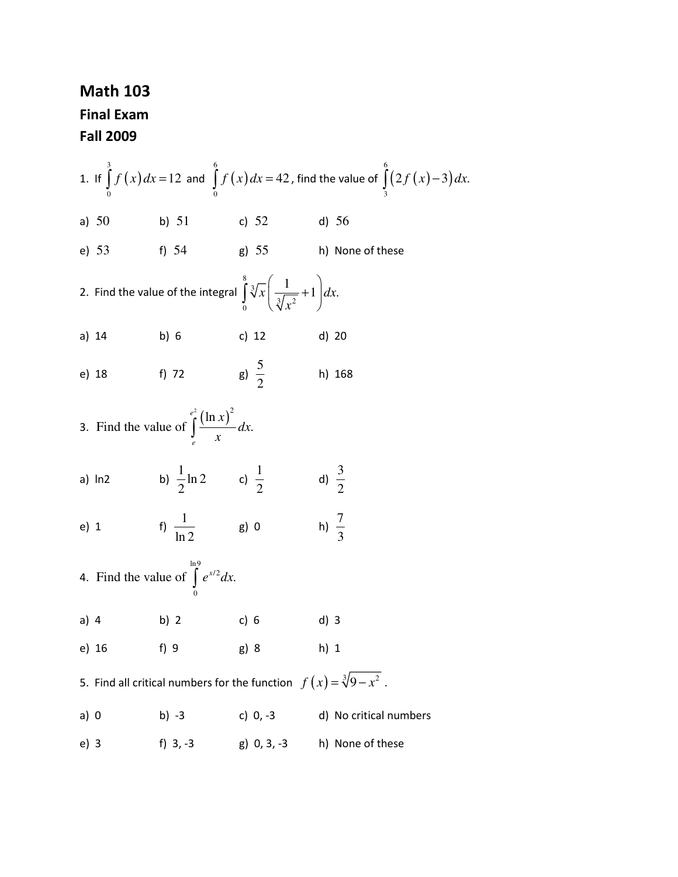# Math 103

## Final Exam

## Fall 2009

1. If $\int_0^3 f(x)\,dx = 12$ and $\int_0^6 f(x)\,dx = 42$, find the value of $\int_3^6 (2f(x) - 3)\,dx$.

a) $50$ b) $51$ c) $52$ d) $56$

e) $53$ f) $54$ g) $55$ h) None of these

2. Find the value of the integral $\int_0^8 \sqrt[3]{x}\left(\frac{1}{\sqrt[3]{x^2}} + 1\right)dx$.

a) 14 b) 6 c) 12 d) 20

e) 18 f) 72 g) $\frac{5}{2}$ h) 168

3. Find the value of $\int_e^{e^2} \frac{(\ln x)^2}{x}\,dx$.

a) ln2 b) $\frac{1}{2}\ln 2$ c) $\frac{1}{2}$ d) $\frac{3}{2}$

e) 1 f) $\frac{1}{\ln 2}$ g) 0 h) $\frac{7}{3}$

4. Find the value of $\int_0^{\ln 9} e^{x/2}\,dx$.

a) 4 b) 2 c) 6 d) 3

e) 16 f) 9 g) 8 h) 1

5. Find all critical numbers for the function $f(x) = \sqrt[3]{9 - x^2}$ .

a) 0 b) -3 c) 0, -3 d) No critical numbers

e) 3 f) 3, -3 g) 0, 3, -3 h) None of these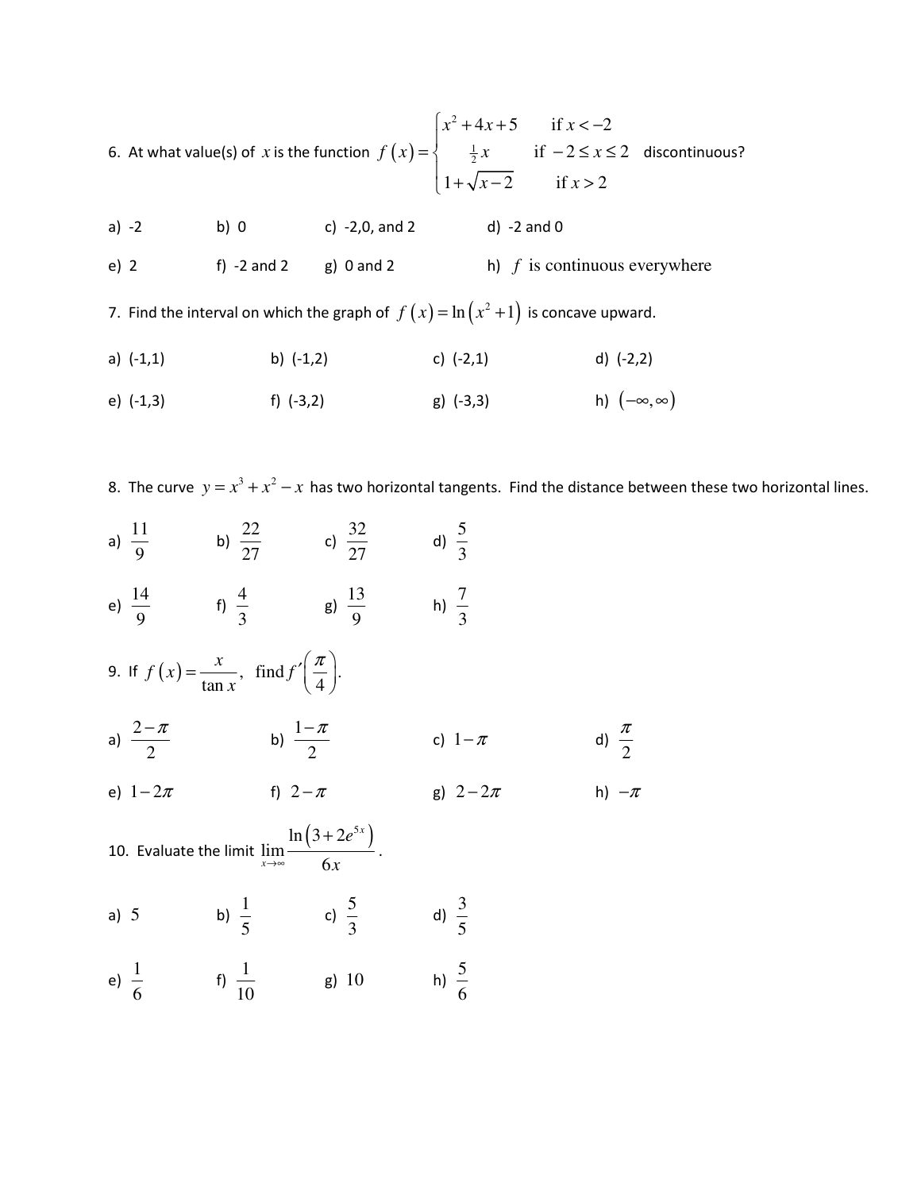6. At what value(s) of $x$ is the function $f(x) = \begin{cases} x^2 + 4x + 5 & \text{if } x < -2 \\ \frac{1}{2}x & \text{if } -2 \le x \le 2 \\ 1 + \sqrt{x-2} & \text{if } x > 2 \end{cases}$ discontinuous?

a) -2 b) 0 c) -2,0, and 2 d) -2 and 0

e) 2 f) -2 and 2 g) 0 and 2 h) $f$ is continuous everywhere

7. Find the interval on which the graph of $f(x) = \ln(x^2 + 1)$ is concave upward.

a) (-1,1) b) (-1,2) c) (-2,1) d) (-2,2)

e) (-1,3) f) (-3,2) g) (-3,3) h) $(-\infty, \infty)$

8. The curve $y = x^3 + x^2 - x$ has two horizontal tangents. Find the distance between these two horizontal lines.

a) $\frac{11}{9}$ b) $\frac{22}{27}$ c) $\frac{32}{27}$ d) $\frac{5}{3}$

e) $\frac{14}{9}$ f) $\frac{4}{3}$ g) $\frac{13}{9}$ h) $\frac{7}{3}$

9. If $f(x) = \frac{x}{\tan x}$, find $f'\left(\frac{\pi}{4}\right)$.

a) $\frac{2-\pi}{2}$ b) $\frac{1-\pi}{2}$ c) $1-\pi$ d) $\frac{\pi}{2}$

e) $1-2\pi$ f) $2-\pi$ g) $2-2\pi$ h) $-\pi$

10. Evaluate the limit $\lim\limits_{x \to \infty} \frac{\ln\left(3 + 2e^{5x}\right)}{6x}$.

a) 5 b) $\frac{1}{5}$ c) $\frac{5}{3}$ d) $\frac{3}{5}$

e) $\frac{1}{6}$ f) $\frac{1}{10}$ g) 10 h) $\frac{5}{6}$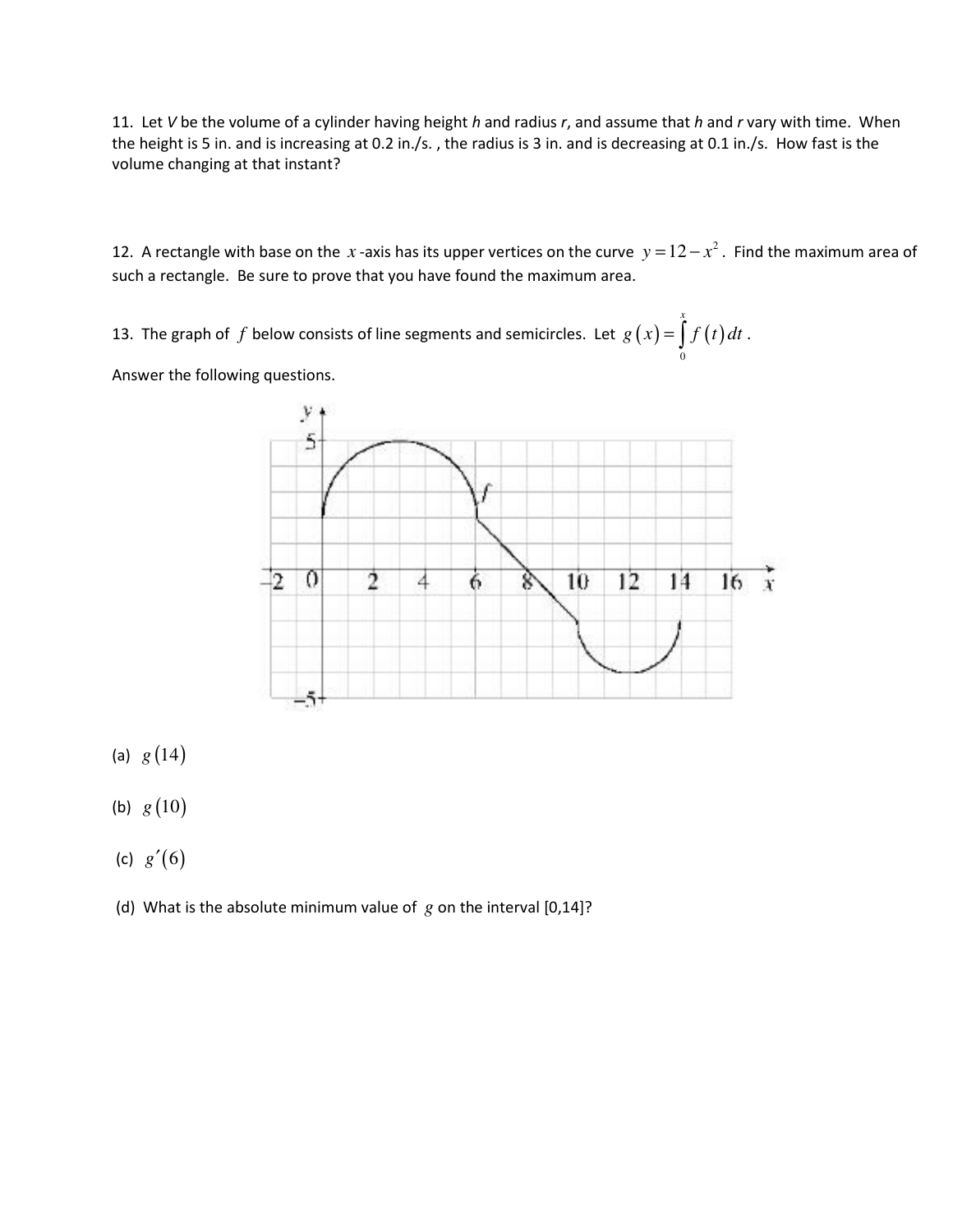11. Let $V$ be the volume of a cylinder having height $h$ and radius $r$, and assume that $h$ and $r$ vary with time. When the height is 5 in. and is increasing at 0.2 in./s. , the radius is 3 in. and is decreasing at 0.1 in./s. How fast is the volume changing at that instant?

12. A rectangle with base on the $x$-axis has its upper vertices on the curve $y = 12 - x^2$. Find the maximum area of such a rectangle. Be sure to prove that you have found the maximum area.

13. The graph of $f$ below consists of line segments and semicircles. Let $g(x) = \int_0^x f(t)\,dt$.

Answer the following questions.

(a) $g(14)$

(b) $g(10)$

(c) $g'(6)$

(d) What is the absolute minimum value of $g$ on the interval [0,14]?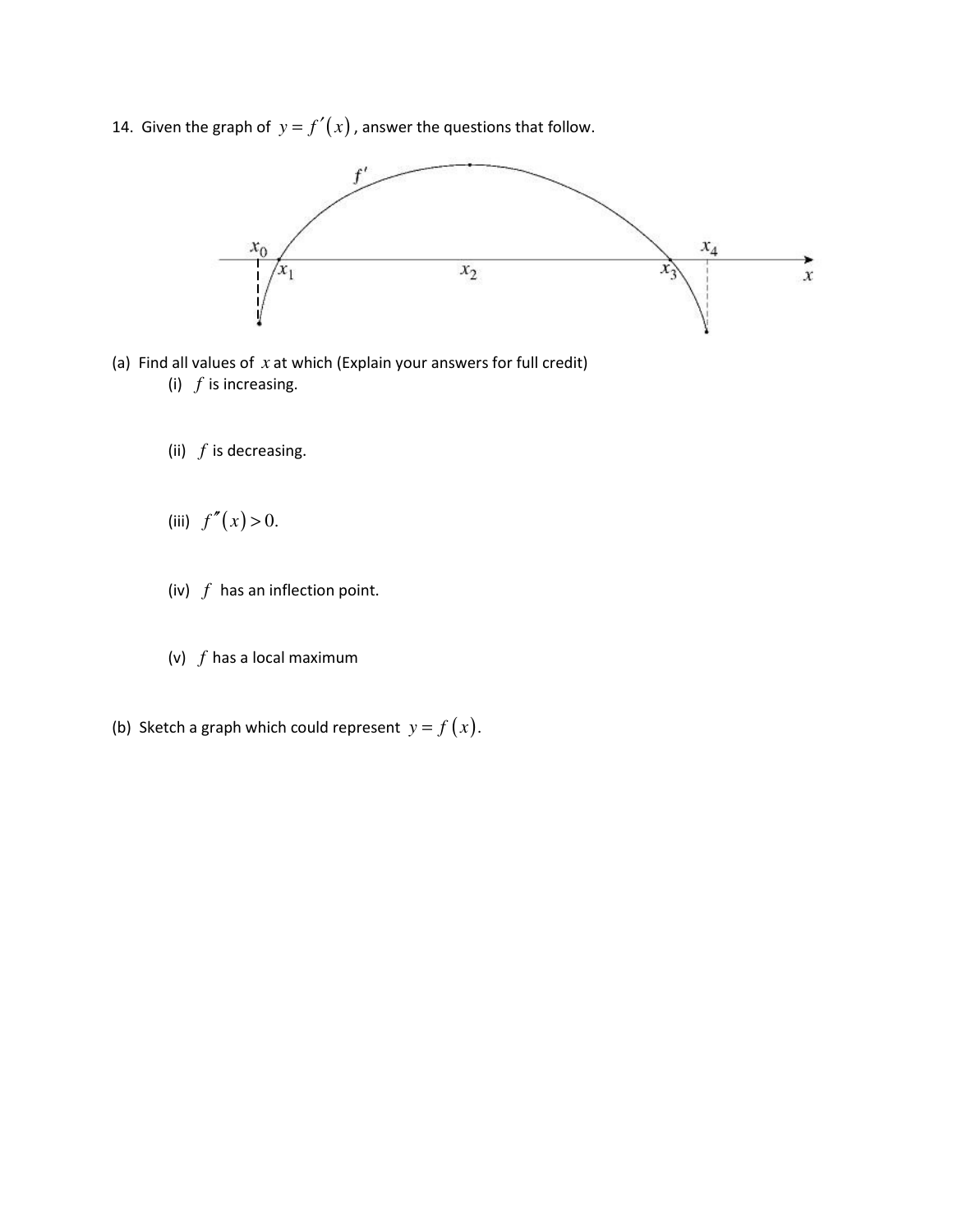14. Given the graph of $y = f'(x)$, answer the questions that follow.

(a) Find all values of $x$ at which (Explain your answers for full credit)

(i) $f$ is increasing.

(ii) $f$ is decreasing.

(iii) $f''(x) > 0$.

(iv) $f$ has an inflection point.

(v) $f$ has a local maximum

(b) Sketch a graph which could represent $y = f(x)$.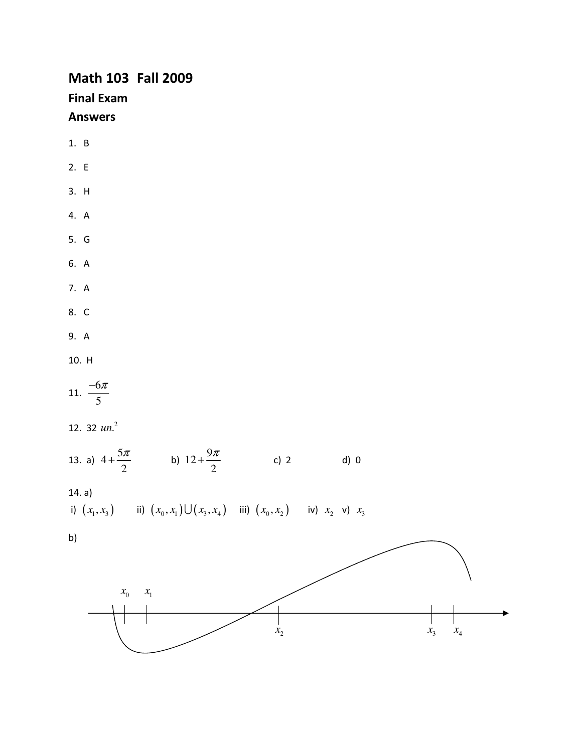# Math 103 Fall 2009

## Final Exam

## Answers

1. B
2. E
3. H
4. A
5. G
6. A
7. A
8. C
9. A
10. H
11. $\frac{-6\pi}{5}$
12. 32 $un.^2$
13. a) $4+\frac{5\pi}{2}$  b) $12+\frac{9\pi}{2}$  c) 2  d) 0
14. a)

i) $(x_1, x_3)$  ii) $(x_0, x_1) \cup (x_3, x_4)$  iii) $(x_0, x_2)$  iv) $x_2$  v) $x_3$

b)

$x_0$ $x_1$ $x_2$ $x_3$ $x_4$